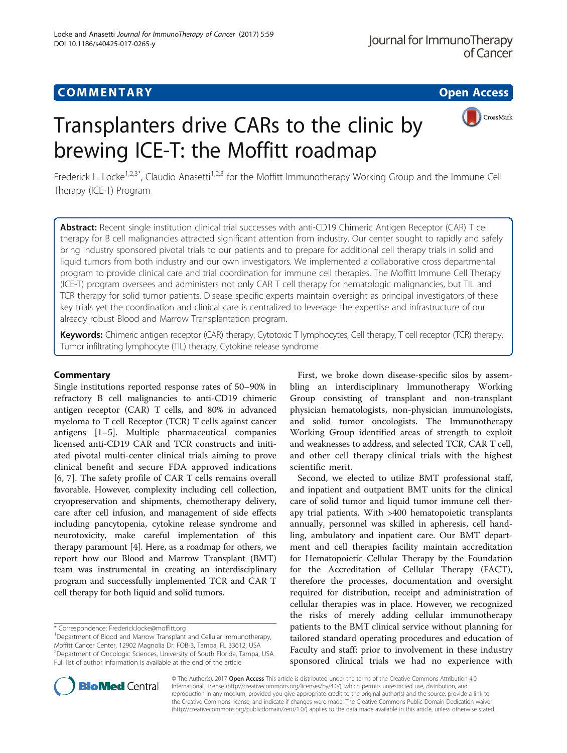## COMMENTARY

# Transplanters drive CARs to the clinic by brewing ICE-T: the Moffitt roadmap

Frederick L. Locke[1,2,3*], Claudio Anasetti[1,2,3] for the Moffitt Immunotherapy Working Group and the Immune Cell Therapy (ICE-T) Program

**Abstract:** Recent single institution clinical trial successes with anti-CD19 Chimeric Antigen Receptor (CAR) T cell therapy for B cell malignancies attracted significant attention from industry. Our center sought to rapidly and safely bring industry sponsored pivotal trials to our patients and to prepare for additional cell therapy trials in solid and liquid tumors from both industry and our own investigators. We implemented a collaborative cross departmental program to provide clinical care and trial coordination for immune cell therapies. The Moffitt Immune Cell Therapy (ICE-T) program oversees and administers not only CAR T cell therapy for hematologic malignancies, but TIL and TCR therapy for solid tumor patients. Disease specific experts maintain oversight as principal investigators of these key trials yet the coordination and clinical care is centralized to leverage the expertise and infrastructure of our already robust Blood and Marrow Transplantation program.

**Keywords:** Chimeric antigen receptor (CAR) therapy, Cytotoxic T lymphocytes, Cell therapy, T cell receptor (TCR) therapy, Tumor infiltrating lymphocyte (TIL) therapy, Cytokine release syndrome

## Commentary

Single institutions reported response rates of 50–90% in refractory B cell malignancies to anti-CD19 chimeric antigen receptor (CAR) T cells, and 80% in advanced myeloma to T cell Receptor (TCR) T cells against cancer antigens [1–5]. Multiple pharmaceutical companies licensed anti-CD19 CAR and TCR constructs and initiated pivotal multi-center clinical trials aiming to prove clinical benefit and secure FDA approved indications [6, 7]. The safety profile of CAR T cells remains overall favorable. However, complexity including cell collection, cryopreservation and shipments, chemotherapy delivery, care after cell infusion, and management of side effects including pancytopenia, cytokine release syndrome and neurotoxicity, make careful implementation of this therapy paramount [4]. Here, as a roadmap for others, we report how our Blood and Marrow Transplant (BMT) team was instrumental in creating an interdisciplinary program and successfully implemented TCR and CAR T cell therapy for both liquid and solid tumors.

First, we broke down disease-specific silos by assembling an interdisciplinary Immunotherapy Working Group consisting of transplant and non-transplant physician hematologists, non-physician immunologists, and solid tumor oncologists. The Immunotherapy Working Group identified areas of strength to exploit and weaknesses to address, and selected TCR, CAR T cell, and other cell therapy clinical trials with the highest scientific merit.

Second, we elected to utilize BMT professional staff, and inpatient and outpatient BMT units for the clinical care of solid tumor and liquid tumor immune cell therapy trial patients. With >400 hematopoietic transplants annually, personnel was skilled in apheresis, cell handling, ambulatory and inpatient care. Our BMT department and cell therapies facility maintain accreditation for Hematopoietic Cellular Therapy by the Foundation for the Accreditation of Cellular Therapy (FACT), therefore the processes, documentation and oversight required for distribution, receipt and administration of cellular therapies was in place. However, we recognized the risks of merely adding cellular immunotherapy patients to the BMT clinical service without planning for tailored standard operating procedures and education of Faculty and staff: prior to involvement in these industry sponsored clinical trials we had no experience with

\* Correspondence: Frederick.locke@moffitt.org
[1]Department of Blood and Marrow Transplant and Cellular Immunotherapy, Moffitt Cancer Center, 12902 Magnolia Dr. FOB-3, Tampa, FL 33612, USA
[2]Department of Oncologic Sciences, University of South Florida, Tampa, USA
Full list of author information is available at the end of the article

© The Author(s). 2017 **Open Access** This article is distributed under the terms of the Creative Commons Attribution 4.0 International License (http://creativecommons.org/licenses/by/4.0/), which permits unrestricted use, distribution, and reproduction in any medium, provided you give appropriate credit to the original author(s) and the source, provide a link to the Creative Commons license, and indicate if changes were made. The Creative Commons Public Domain Dedication waiver (http://creativecommons.org/publicdomain/zero/1.0/) applies to the data made available in this article, unless otherwise stated.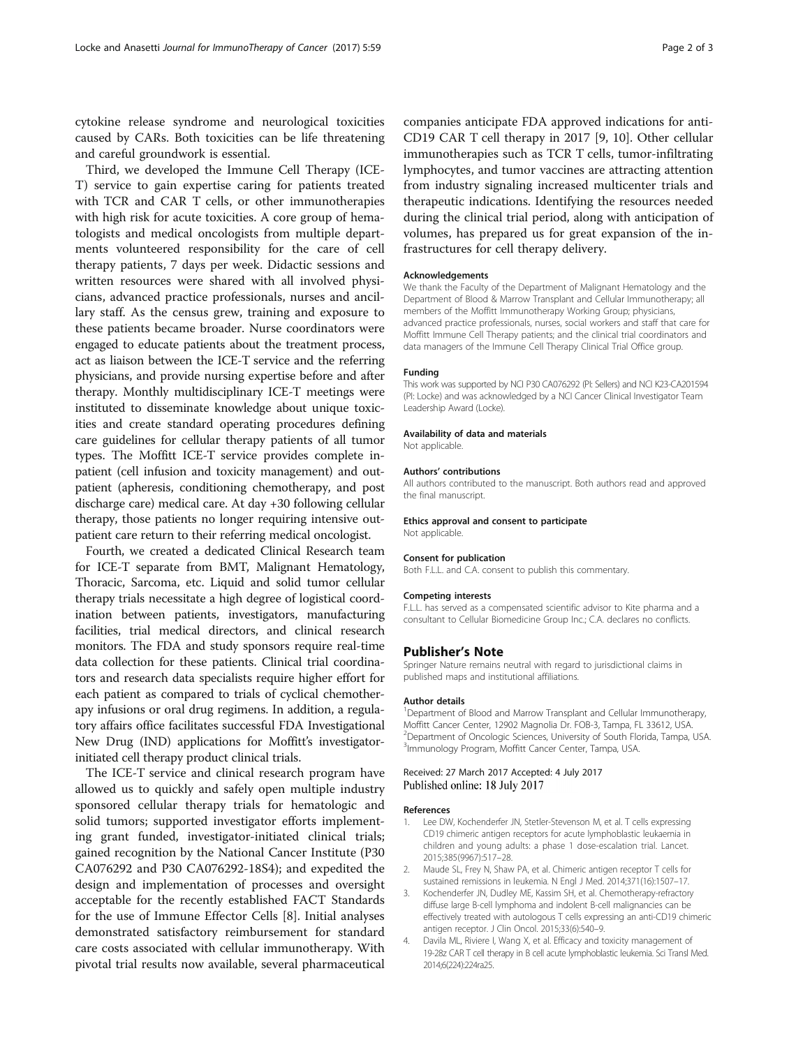cytokine release syndrome and neurological toxicities caused by CARs. Both toxicities can be life threatening and careful groundwork is essential.

Third, we developed the Immune Cell Therapy (ICE-T) service to gain expertise caring for patients treated with TCR and CAR T cells, or other immunotherapies with high risk for acute toxicities. A core group of hematologists and medical oncologists from multiple departments volunteered responsibility for the care of cell therapy patients, 7 days per week. Didactic sessions and written resources were shared with all involved physicians, advanced practice professionals, nurses and ancillary staff. As the census grew, training and exposure to these patients became broader. Nurse coordinators were engaged to educate patients about the treatment process, act as liaison between the ICE-T service and the referring physicians, and provide nursing expertise before and after therapy. Monthly multidisciplinary ICE-T meetings were instituted to disseminate knowledge about unique toxicities and create standard operating procedures defining care guidelines for cellular therapy patients of all tumor types. The Moffitt ICE-T service provides complete inpatient (cell infusion and toxicity management) and outpatient (apheresis, conditioning chemotherapy, and post discharge care) medical care. At day +30 following cellular therapy, those patients no longer requiring intensive outpatient care return to their referring medical oncologist.

Fourth, we created a dedicated Clinical Research team for ICE-T separate from BMT, Malignant Hematology, Thoracic, Sarcoma, etc. Liquid and solid tumor cellular therapy trials necessitate a high degree of logistical coordination between patients, investigators, manufacturing facilities, trial medical directors, and clinical research monitors. The FDA and study sponsors require real-time data collection for these patients. Clinical trial coordinators and research data specialists require higher effort for each patient as compared to trials of cyclical chemotherapy infusions or oral drug regimens. In addition, a regulatory affairs office facilitates successful FDA Investigational New Drug (IND) applications for Moffitt's investigator-initiated cell therapy product clinical trials.

The ICE-T service and clinical research program have allowed us to quickly and safely open multiple industry sponsored cellular therapy trials for hematologic and solid tumors; supported investigator efforts implementing grant funded, investigator-initiated clinical trials; gained recognition by the National Cancer Institute (P30 CA076292 and P30 CA076292-18S4); and expedited the design and implementation of processes and oversight acceptable for the recently established FACT Standards for the use of Immune Effector Cells [8]. Initial analyses demonstrated satisfactory reimbursement for standard care costs associated with cellular immunotherapy. With pivotal trial results now available, several pharmaceutical companies anticipate FDA approved indications for anti-CD19 CAR T cell therapy in 2017 [9, 10]. Other cellular immunotherapies such as TCR T cells, tumor-infiltrating lymphocytes, and tumor vaccines are attracting attention from industry signaling increased multicenter trials and therapeutic indications. Identifying the resources needed during the clinical trial period, along with anticipation of volumes, has prepared us for great expansion of the infrastructures for cell therapy delivery.

#### Acknowledgements

We thank the Faculty of the Department of Malignant Hematology and the Department of Blood & Marrow Transplant and Cellular Immunotherapy; all members of the Moffitt Immunotherapy Working Group; physicians, advanced practice professionals, nurses, social workers and staff that care for Moffitt Immune Cell Therapy patients; and the clinical trial coordinators and data managers of the Immune Cell Therapy Clinical Trial Office group.

#### Funding

This work was supported by NCI P30 CA076292 (PI: Sellers) and NCI K23-CA201594 (PI: Locke) and was acknowledged by a NCI Cancer Clinical Investigator Team Leadership Award (Locke).

#### Availability of data and materials

Not applicable.

#### Authors' contributions

All authors contributed to the manuscript. Both authors read and approved the final manuscript.

#### Ethics approval and consent to participate

Not applicable.

#### Consent for publication

Both F.L.L. and C.A. consent to publish this commentary.

#### Competing interests

F.L.L. has served as a compensated scientific advisor to Kite pharma and a consultant to Cellular Biomedicine Group Inc.; C.A. declares no conflicts.

## Publisher's Note

Springer Nature remains neutral with regard to jurisdictional claims in published maps and institutional affiliations.

#### Author details

[1]Department of Blood and Marrow Transplant and Cellular Immunotherapy, Moffitt Cancer Center, 12902 Magnolia Dr. FOB-3, Tampa, FL 33612, USA. [2]Department of Oncologic Sciences, University of South Florida, Tampa, USA. [3]Immunology Program, Moffitt Cancer Center, Tampa, USA.

Received: 27 March 2017 Accepted: 4 July 2017
Published online: 18 July 2017

#### References

1. Lee DW, Kochenderfer JN, Stetler-Stevenson M, et al. T cells expressing CD19 chimeric antigen receptors for acute lymphoblastic leukaemia in children and young adults: a phase 1 dose-escalation trial. Lancet. 2015;385(9967):517–28.
2. Maude SL, Frey N, Shaw PA, et al. Chimeric antigen receptor T cells for sustained remissions in leukemia. N Engl J Med. 2014;371(16):1507–17.
3. Kochenderfer JN, Dudley ME, Kassim SH, et al. Chemotherapy-refractory diffuse large B-cell lymphoma and indolent B-cell malignancies can be effectively treated with autologous T cells expressing an anti-CD19 chimeric antigen receptor. J Clin Oncol. 2015;33(6):540–9.
4. Davila ML, Riviere I, Wang X, et al. Efficacy and toxicity management of 19-28z CAR T cell therapy in B cell acute lymphoblastic leukemia. Sci Transl Med. 2014;6(224):224ra25.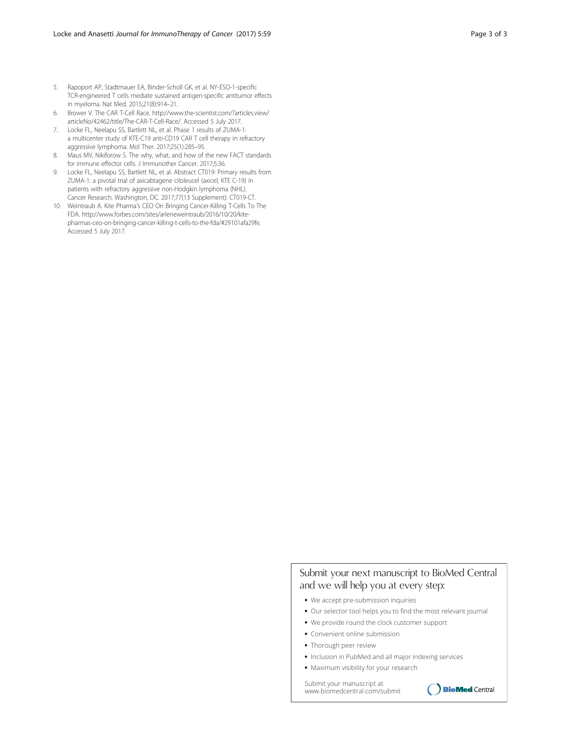5. Rapoport AP, Stadtmauer EA, Binder-Scholl GK, et al. NY-ESO-1-specific TCR-engineered T cells mediate sustained antigen-specific antitumor effects in myeloma. Nat Med. 2015;21(8):914–21.
6. Brower V. The CAR T-Cell Race. http://www.the-scientist.com/?articles.view/articleNo/42462/title/The-CAR-T-Cell-Race/. Accessed 5 July 2017.
7. Locke FL, Neelapu SS, Bartlett NL, et al. Phase 1 results of ZUMA-1: a multicenter study of KTE-C19 anti-CD19 CAR T cell therapy in refractory aggressive lymphoma. Mol Ther. 2017;25(1):285–95.
8. Maus MV, Nikiforow S. The why, what, and how of the new FACT standards for immune effector cells. J Immunother Cancer. 2017;5:36.
9. Locke FL, Neelapu SS, Bartlett NL, et al. Abstract CT019: Primary results from ZUMA-1: a pivotal trial of axicabtagene ciloleucel (axicel; KTE C-19) in patients with refractory aggressive non-Hodgkin lymphoma (NHL). Cancer Research. Washington, DC. 2017;77(13 Supplement): CT019-CT.
10. Weintraub A. Kite Pharma's CEO On Bringing Cancer-Killing T-Cells To The FDA. http://www.forbes.com/sites/arleneweintraub/2016/10/20/kite-pharmas-ceo-on-bringing-cancer-killing-t-cells-to-the-fda/#29101afa29fe. Accessed 5 July 2017.

Submit your next manuscript to BioMed Central and we will help you at every step:

- We accept pre-submission inquiries
- Our selector tool helps you to find the most relevant journal
- We provide round the clock customer support
- Convenient online submission
- Thorough peer review
- Inclusion in PubMed and all major indexing services
- Maximum visibility for your research

Submit your manuscript at
www.biomedcentral.com/submit

BioMed Central